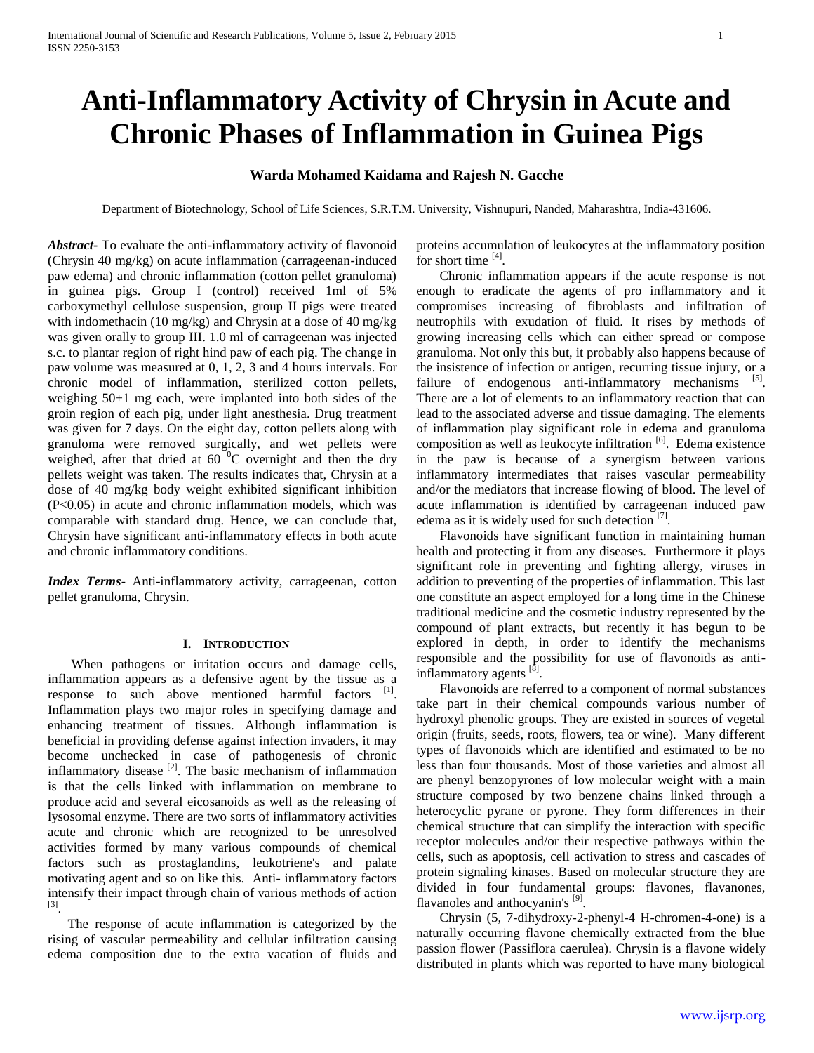# Anti-Inflammatory Activity of Chrysin in Acute and Chronic Phases of Inflammation in Guinea Pigs

**Warda Mohamed Kaidama and Rajesh N. Gacche**

Department of Biotechnology, School of Life Sciences, S.R.T.M. University, Vishnupuri, Nanded, Maharashtra, India-431606.

***Abstract*****-** To evaluate the anti-inflammatory activity of flavonoid (Chrysin 40 mg/kg) on acute inflammation (carrageenan-induced paw edema) and chronic inflammation (cotton pellet granuloma) in guinea pigs. Group I (control) received 1ml of 5% carboxymethyl cellulose suspension, group II pigs were treated with indomethacin (10 mg/kg) and Chrysin at a dose of 40 mg/kg was given orally to group III. 1.0 ml of carrageenan was injected s.c. to plantar region of right hind paw of each pig. The change in paw volume was measured at 0, 1, 2, 3 and 4 hours intervals. For chronic model of inflammation, sterilized cotton pellets, weighing 50±1 mg each, were implanted into both sides of the groin region of each pig, under light anesthesia. Drug treatment was given for 7 days. On the eight day, cotton pellets along with granuloma were removed surgically, and wet pellets were weighed, after that dried at 60 $^{0}$C overnight and then the dry pellets weight was taken. The results indicates that, Chrysin at a dose of 40 mg/kg body weight exhibited significant inhibition ($P<0.05$) in acute and chronic inflammation models, which was comparable with standard drug. Hence, we can conclude that, Chrysin have significant anti-inflammatory effects in both acute and chronic inflammatory conditions.

***Index Terms*****-** Anti-inflammatory activity, carrageenan, cotton pellet granuloma, Chrysin.

## I. Introduction

When pathogens or irritation occurs and damage cells, inflammation appears as a defensive agent by the tissue as a response to such above mentioned harmful factors [1]. Inflammation plays two major roles in specifying damage and enhancing treatment of tissues. Although inflammation is beneficial in providing defense against infection invaders, it may become unchecked in case of pathogenesis of chronic inflammatory disease [2]. The basic mechanism of inflammation is that the cells linked with inflammation on membrane to produce acid and several eicosanoids as well as the releasing of lysosomal enzyme. There are two sorts of inflammatory activities acute and chronic which are recognized to be unresolved activities formed by many various compounds of chemical factors such as prostaglandins, leukotriene's and palate motivating agent and so on like this. Anti- inflammatory factors intensify their impact through chain of various methods of action [3].

The response of acute inflammation is categorized by the rising of vascular permeability and cellular infiltration causing edema composition due to the extra vacation of fluids and proteins accumulation of leukocytes at the inflammatory position for short time [4].

Chronic inflammation appears if the acute response is not enough to eradicate the agents of pro inflammatory and it compromises increasing of fibroblasts and infiltration of neutrophils with exudation of fluid. It rises by methods of growing increasing cells which can either spread or compose granuloma. Not only this but, it probably also happens because of the insistence of infection or antigen, recurring tissue injury, or a failure of endogenous anti-inflammatory mechanisms [5]. There are a lot of elements to an inflammatory reaction that can lead to the associated adverse and tissue damaging. The elements of inflammation play significant role in edema and granuloma composition as well as leukocyte infiltration [6]. Edema existence in the paw is because of a synergism between various inflammatory intermediates that raises vascular permeability and/or the mediators that increase flowing of blood. The level of acute inflammation is identified by carrageenan induced paw edema as it is widely used for such detection [7].

Flavonoids have significant function in maintaining human health and protecting it from any diseases. Furthermore it plays significant role in preventing and fighting allergy, viruses in addition to preventing of the properties of inflammation. This last one constitute an aspect employed for a long time in the Chinese traditional medicine and the cosmetic industry represented by the compound of plant extracts, but recently it has begun to be explored in depth, in order to identify the mechanisms responsible and the possibility for use of flavonoids as anti-inflammatory agents [8].

Flavonoids are referred to a component of normal substances take part in their chemical compounds various number of hydroxyl phenolic groups. They are existed in sources of vegetal origin (fruits, seeds, roots, flowers, tea or wine). Many different types of flavonoids which are identified and estimated to be no less than four thousands. Most of those varieties and almost all are phenyl benzopyrones of low molecular weight with a main structure composed by two benzene chains linked through a heterocyclic pyrane or pyrone. They form differences in their chemical structure that can simplify the interaction with specific receptor molecules and/or their respective pathways within the cells, such as apoptosis, cell activation to stress and cascades of protein signaling kinases. Based on molecular structure they are divided in four fundamental groups: flavones, flavanones, flavanoles and anthocyanin's [9].

Chrysin (5, 7-dihydroxy-2-phenyl-4 H-chromen-4-one) is a naturally occurring flavone chemically extracted from the blue passion flower (Passiflora caerulea). Chrysin is a flavone widely distributed in plants which was reported to have many biological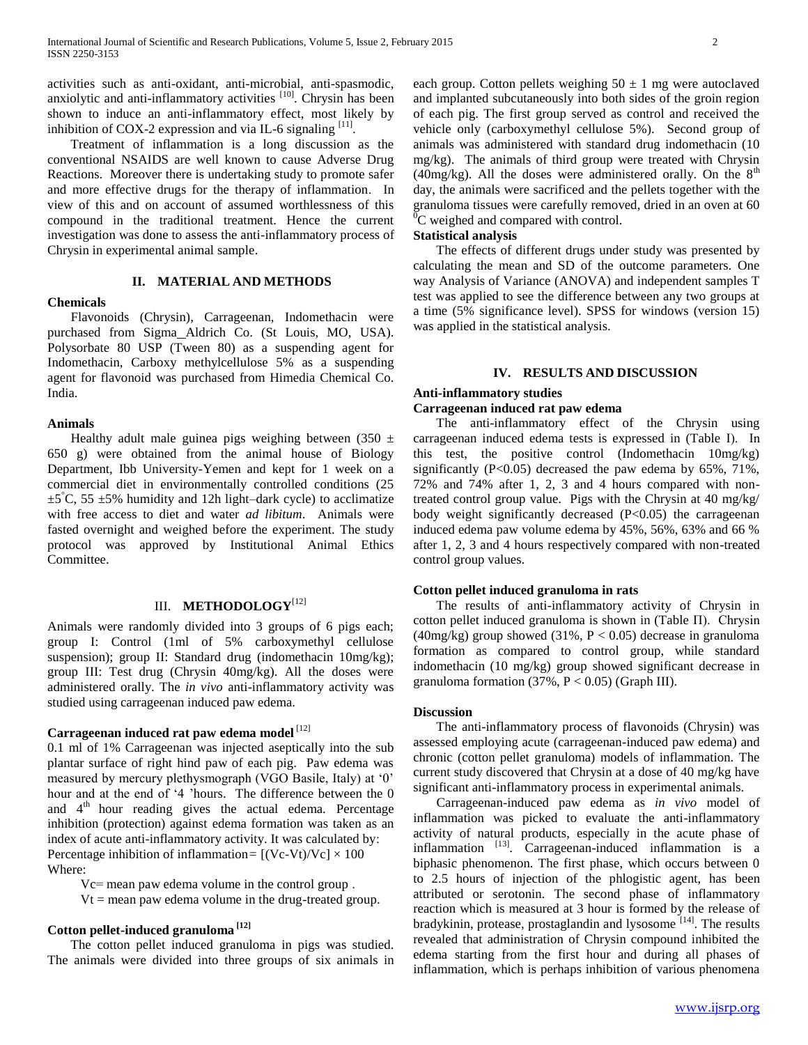activities such as anti-oxidant, anti-microbial, anti-spasmodic, anxiolytic and anti-inflammatory activities [10]. Chrysin has been shown to induce an anti-inflammatory effect, most likely by inhibition of COX-2 expression and via IL-6 signaling [11].

Treatment of inflammation is a long discussion as the conventional NSAIDS are well known to cause Adverse Drug Reactions. Moreover there is undertaking study to promote safer and more effective drugs for the therapy of inflammation. In view of this and on account of assumed worthlessness of this compound in the traditional treatment. Hence the current investigation was done to assess the anti-inflammatory process of Chrysin in experimental animal sample.

## II. MATERIAL AND METHODS

**Chemicals**

Flavonoids (Chrysin), Carrageenan, Indomethacin were purchased from Sigma_Aldrich Co. (St Louis, MO, USA). Polysorbate 80 USP (Tween 80) as a suspending agent for Indomethacin, Carboxy methylcellulose 5% as a suspending agent for flavonoid was purchased from Himedia Chemical Co. India.

**Animals**

Healthy adult male guinea pigs weighing between (350 ± 650 g) were obtained from the animal house of Biology Department, Ibb University-Yemen and kept for 1 week on a commercial diet in environmentally controlled conditions (25 ±5°C, 55 ±5% humidity and 12h light–dark cycle) to acclimatize with free access to diet and water *ad libitum*. Animals were fasted overnight and weighed before the experiment. The study protocol was approved by Institutional Animal Ethics Committee.

## III. METHODOLOGY [12]

Animals were randomly divided into 3 groups of 6 pigs each; group I: Control (1ml of 5% carboxymethyl cellulose suspension); group II: Standard drug (indomethacin 10mg/kg); group III: Test drug (Chrysin 40mg/kg). All the doses were administered orally. The *in vivo* anti-inflammatory activity was studied using carrageenan induced paw edema.

**Carrageenan induced rat paw edema model** [12]

0.1 ml of 1% Carrageenan was injected aseptically into the sub plantar surface of right hind paw of each pig. Paw edema was measured by mercury plethysmograph (VGO Basile, Italy) at '0' hour and at the end of '4 'hours. The difference between the 0 and 4[th] hour reading gives the actual edema. Percentage inhibition (protection) against edema formation was taken as an index of acute anti-inflammatory activity. It was calculated by:

Percentage inhibition of inflammation= $[(V_c - V_t)/V_c] \times 100$

Where:

$V_c$= mean paw edema volume in the control group .

$V_t$ = mean paw edema volume in the drug-treated group.

**Cotton pellet-induced granuloma** [12]

The cotton pellet induced granuloma in pigs was studied. The animals were divided into three groups of six animals in each group. Cotton pellets weighing 50 ± 1 mg were autoclaved and implanted subcutaneously into both sides of the groin region of each pig. The first group served as control and received the vehicle only (carboxymethyl cellulose 5%). Second group of animals was administered with standard drug indomethacin (10 mg/kg). The animals of third group were treated with Chrysin (40mg/kg). All the doses were administered orally. On the 8[th] day, the animals were sacrificed and the pellets together with the granuloma tissues were carefully removed, dried in an oven at 60 °C weighed and compared with control.

**Statistical analysis**

The effects of different drugs under study was presented by calculating the mean and SD of the outcome parameters. One way Analysis of Variance (ANOVA) and independent samples T test was applied to see the difference between any two groups at a time (5% significance level). SPSS for windows (version 15) was applied in the statistical analysis.

## IV. RESULTS AND DISCUSSION

**Anti-inflammatory studies**

**Carrageenan induced rat paw edema**

The anti-inflammatory effect of the Chrysin using carrageenan induced edema tests is expressed in (Table I). In this test, the positive control (Indomethacin 10mg/kg) significantly (P<0.05) decreased the paw edema by 65%, 71%, 72% and 74% after 1, 2, 3 and 4 hours compared with non-treated control group value. Pigs with the Chrysin at 40 mg/kg/ body weight significantly decreased (P<0.05) the carrageenan induced edema paw volume edema by 45%, 56%, 63% and 66 % after 1, 2, 3 and 4 hours respectively compared with non-treated control group values.

**Cotton pellet induced granuloma in rats**

The results of anti-inflammatory activity of Chrysin in cotton pellet induced granuloma is shown in (Table Π). Chrysin (40mg/kg) group showed (31%, P < 0.05) decrease in granuloma formation as compared to control group, while standard indomethacin (10 mg/kg) group showed significant decrease in granuloma formation (37%, P < 0.05) (Graph III).

**Discussion**

The anti-inflammatory process of flavonoids (Chrysin) was assessed employing acute (carrageenan-induced paw edema) and chronic (cotton pellet granuloma) models of inflammation. The current study discovered that Chrysin at a dose of 40 mg/kg have significant anti-inflammatory process in experimental animals.

Carrageenan-induced paw edema as *in vivo* model of inflammation was picked to evaluate the anti-inflammatory activity of natural products, especially in the acute phase of inflammation [13]. Carrageenan-induced inflammation is a biphasic phenomenon. The first phase, which occurs between 0 to 2.5 hours of injection of the phlogistic agent, has been attributed or serotonin. The second phase of inflammatory reaction which is measured at 3 hour is formed by the release of bradykinin, protease, prostaglandin and lysosome [14]. The results revealed that administration of Chrysin compound inhibited the edema starting from the first hour and during all phases of inflammation, which is perhaps inhibition of various phenomena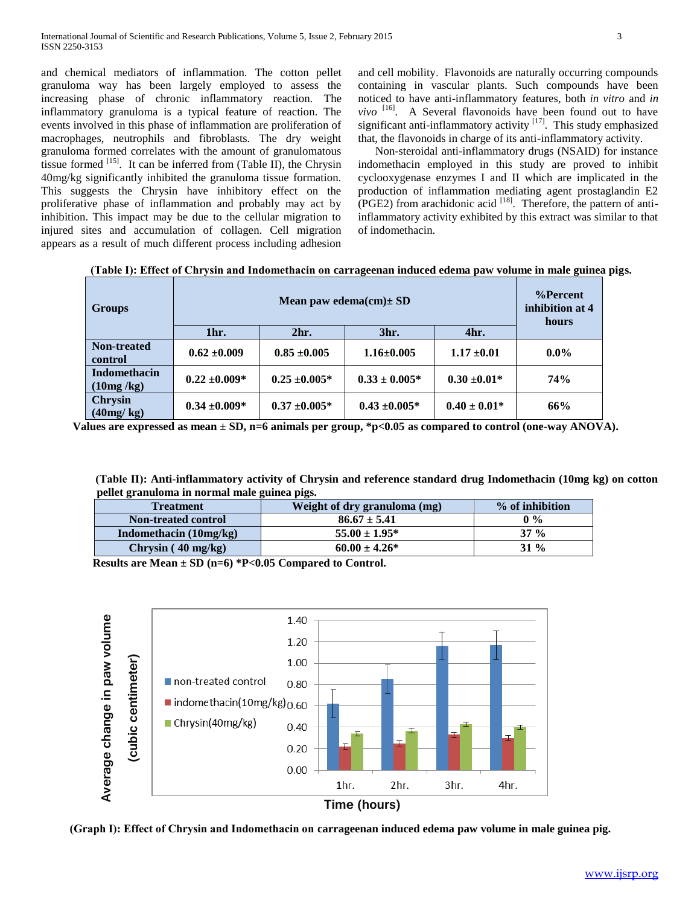and chemical mediators of inflammation. The cotton pellet granuloma way has been largely employed to assess the increasing phase of chronic inflammatory reaction. The inflammatory granuloma is a typical feature of reaction. The events involved in this phase of inflammation are proliferation of macrophages, neutrophils and fibroblasts. The dry weight granuloma formed correlates with the amount of granulomatous tissue formed [15]. It can be inferred from (Table II), the Chrysin 40mg/kg significantly inhibited the granuloma tissue formation. This suggests the Chrysin have inhibitory effect on the proliferative phase of inflammation and probably may act by inhibition. This impact may be due to the cellular migration to injured sites and accumulation of collagen. Cell migration appears as a result of much different process including adhesion and cell mobility. Flavonoids are naturally occurring compounds containing in vascular plants. Such compounds have been noticed to have anti-inflammatory features, both *in vitro* and *in vivo* [16]. A Several flavonoids have been found out to have significant anti-inflammatory activity [17]. This study emphasized that, the flavonoids in charge of its anti-inflammatory activity.

Non-steroidal anti-inflammatory drugs (NSAID) for instance indomethacin employed in this study are proved to inhibit cyclooxygenase enzymes I and II which are implicated in the production of inflammation mediating agent prostaglandin E2 (PGE2) from arachidonic acid [18]. Therefore, the pattern of anti-inflammatory activity exhibited by this extract was similar to that of indomethacin.

**(Table I): Effect of Chrysin and Indomethacin on carrageenan induced edema paw volume in male guinea pigs.**

| Groups | Mean paw edema(cm)± SD | | | | %Percent inhibition at 4 hours |
|---|---|---|---|---|---|
| | 1hr. | 2hr. | 3hr. | 4hr. | |
| Non-treated control | 0.62 ±0.009 | 0.85 ±0.005 | 1.16±0.005 | 1.17 ±0.01 | 0.0% |
| Indomethacin (10mg /kg) | 0.22 ±0.009* | 0.25 ±0.005* | 0.33 ± 0.005* | 0.30 ±0.01* | 74% |
| Chrysin (40mg/ kg) | 0.34 ±0.009* | 0.37 ±0.005* | 0.43 ±0.005* | 0.40 ± 0.01* | 66% |

**Values are expressed as mean ± SD, n=6 animals per group, *p<0.05 as compared to control (one-way ANOVA).**

**(Table II): Anti-inflammatory activity of Chrysin and reference standard drug Indomethacin (10mg kg) on cotton pellet granuloma in normal male guinea pigs.**

| Treatment | Weight of dry granuloma (mg) | % of inhibition |
|---|---|---|
| Non-treated control | 86.67 ± 5.41 | 0 % |
| Indomethacin (10mg/kg) | 55.00 ± 1.95* | 37 % |
| Chrysin ( 40 mg/kg) | 60.00 ± 4.26* | 31 % |

**Results are Mean ± SD (n=6) *P<0.05 Compared to Control.**

**(Graph I): Effect of Chrysin and Indomethacin on carrageenan induced edema paw volume in male guinea pig.**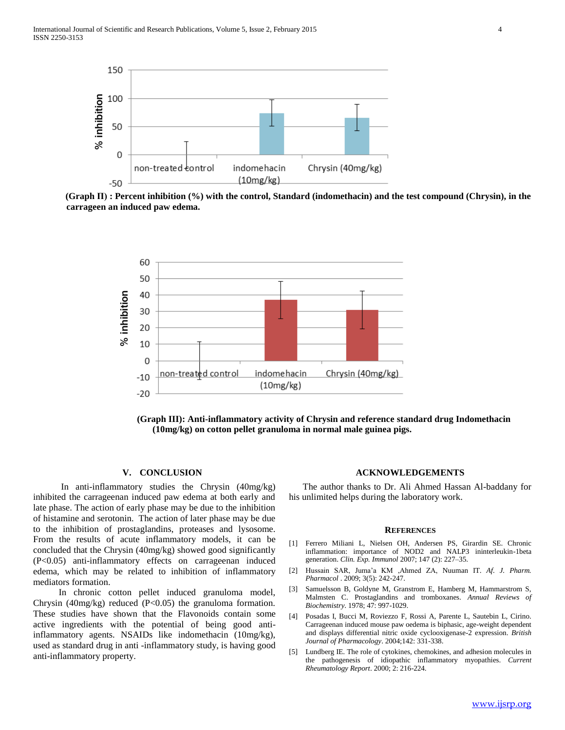**(Graph II) : Percent inhibition (%) with the control, Standard (indomethacin) and the test compound (Chrysin), in the carrageen an induced paw edema.**

**(Graph III): Anti-inflammatory activity of Chrysin and reference standard drug Indomethacin (10mg/kg) on cotton pellet granuloma in normal male guinea pigs.**

## V. CONCLUSION

In anti-inflammatory studies the Chrysin (40mg/kg) inhibited the carrageenan induced paw edema at both early and late phase. The action of early phase may be due to the inhibition of histamine and serotonin. The action of later phase may be due to the inhibition of prostaglandins, proteases and lysosome. From the results of acute inflammatory models, it can be concluded that the Chrysin (40mg/kg) showed good significantly ($P<0.05$) anti-inflammatory effects on carrageenan induced edema, which may be related to inhibition of inflammatory mediators formation.

In chronic cotton pellet induced granuloma model, Chrysin (40mg/kg) reduced ($P<0.05$) the granuloma formation. These studies have shown that the Flavonoids contain some active ingredients with the potential of being good anti-inflammatory agents. NSAIDs like indomethacin (10mg/kg), used as standard drug in anti -inflammatory study, is having good anti-inflammatory property.

## ACKNOWLEDGEMENTS

The author thanks to Dr. Ali Ahmed Hassan Al-baddany for his unlimited helps during the laboratory work.

## REFERENCES

[1] Ferrero Miliani L, Nielsen OH, Andersen PS, Girardin SE. Chronic inflammation: importance of NOD2 and NALP3 ininterleukin-1beta generation. *Clin. Exp. Immunol* 2007; 147 (2): 227–35.

[2] Hussain SAR, Juma'a KM ,Ahmed ZA, Nuuman IT. *Af. J. Pharm. Pharmacol* . 2009; 3(5): 242-247.

[3] Samuelsson B, Goldyne M, Granstrom E, Hamberg M, Hammarstrom S, Malmsten C. Prostaglandins and tromboxanes. *Annual Reviews of Biochemistry*. 1978; 47: 997-1029.

[4] Posadas I, Bucci M, Roviezzo F, Rossi A, Parente L, Sautebin L, Cirino. Carrageenan induced mouse paw oedema is biphasic, age-weight dependent and displays differential nitric oxide cyclooxigenase-2 expression. *British Journal of Pharmacology*. 2004;142: 331-338.

[5] Lundberg IE. The role of cytokines, chemokines, and adhesion molecules in the pathogenesis of idiopathic inflammatory myopathies. *Current Rheumatology Report*. 2000; 2: 216-224.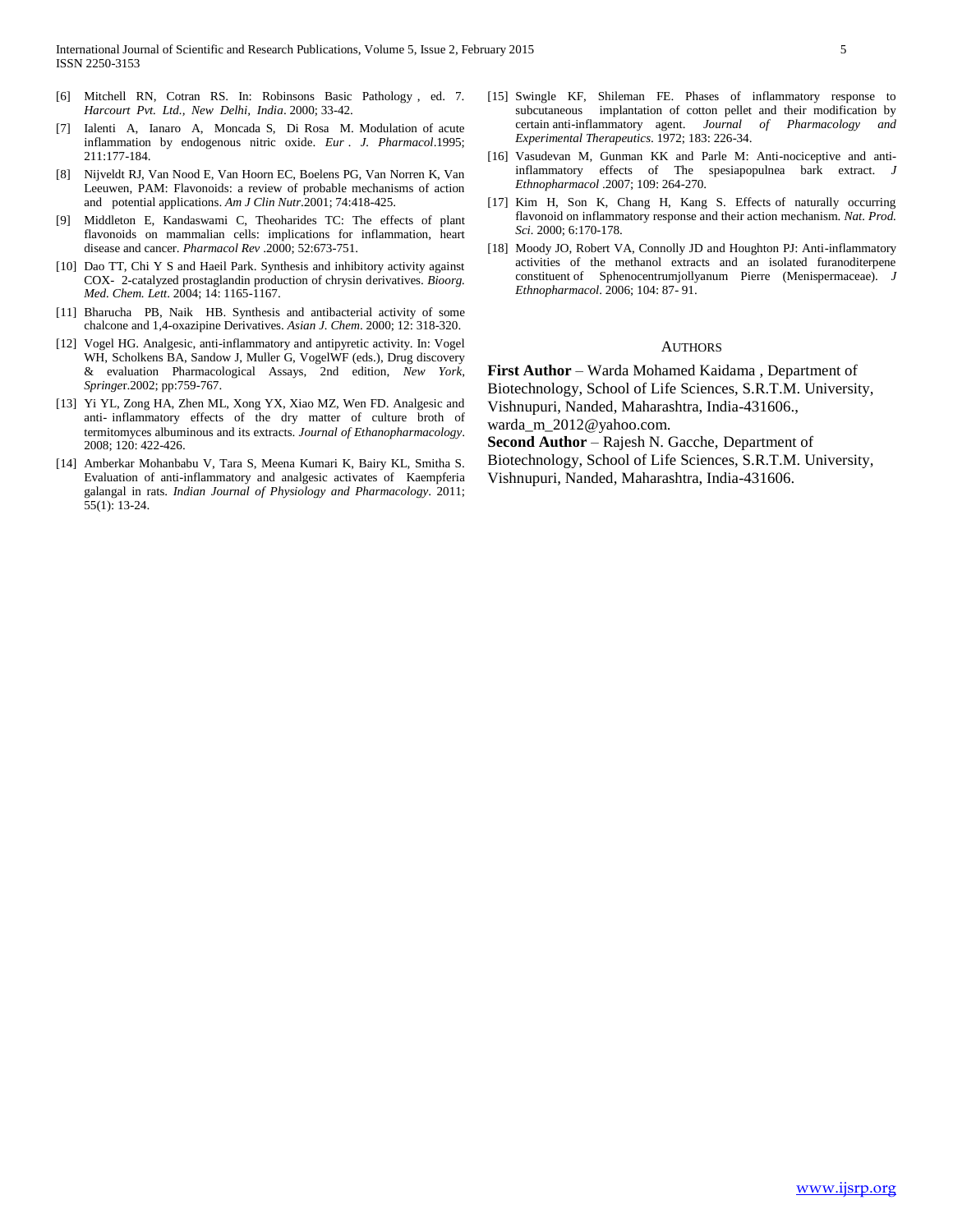[6] Mitchell RN, Cotran RS. In: Robinsons Basic Pathology , ed. 7. *Harcourt Pvt. Ltd., New Delhi, India*. 2000; 33-42.

[7] Ialenti A, Ianaro A, Moncada S, Di Rosa M. Modulation of acute inflammation by endogenous nitric oxide. *Eur . J. Pharmacol*.1995; 211:177-184.

[8] Nijveldt RJ, Van Nood E, Van Hoorn EC, Boelens PG, Van Norren K, Van Leeuwen, PAM: Flavonoids: a review of probable mechanisms of action and potential applications. *Am J Clin Nutr*.2001; 74:418-425.

[9] Middleton E, Kandaswami C, Theoharides TC: The effects of plant flavonoids on mammalian cells: implications for inflammation, heart disease and cancer. *Pharmacol Rev* .2000; 52:673-751.

[10] Dao TT, Chi Y S and Haeil Park. Synthesis and inhibitory activity against COX- 2-catalyzed prostaglandin production of chrysin derivatives. *Bioorg. Med. Chem. Lett*. 2004; 14: 1165-1167.

[11] Bharucha PB, Naik HB. Synthesis and antibacterial activity of some chalcone and 1,4-oxazipine Derivatives. *Asian J. Chem*. 2000; 12: 318-320.

[12] Vogel HG. Analgesic, anti-inflammatory and antipyretic activity. In: Vogel WH, Scholkens BA, Sandow J, Muller G, VogelWF (eds.), Drug discovery & evaluation Pharmacological Assays, 2nd edition, *New York, Springe*r.2002; pp:759-767.

[13] Yi YL, Zong HA, Zhen ML, Xong YX, Xiao MZ, Wen FD. Analgesic and anti- inflammatory effects of the dry matter of culture broth of termitomyces albuminous and its extracts. *Journal of Ethanopharmacology*. 2008; 120: 422-426.

[14] Amberkar Mohanbabu V, Tara S, Meena Kumari K, Bairy KL, Smitha S. Evaluation of anti-inflammatory and analgesic activates of Kaempferia galangal in rats. *Indian Journal of Physiology and Pharmacology*. 2011; 55(1): 13-24.

[15] Swingle KF, Shileman FE. Phases of inflammatory response to subcutaneous implantation of cotton pellet and their modification by certain anti-inflammatory agent. *Journal of Pharmacology and Experimental Therapeutics*. 1972; 183: 226-34.

[16] Vasudevan M, Gunman KK and Parle M: Anti-nociceptive and anti-inflammatory effects of The spesiapopulnea bark extract. *J Ethnopharmacol* .2007; 109: 264-270.

[17] Kim H, Son K, Chang H, Kang S. Effects of naturally occurring flavonoid on inflammatory response and their action mechanism. *Nat. Prod. Sci*. 2000; 6:170-178.

[18] Moody JO, Robert VA, Connolly JD and Houghton PJ: Anti-inflammatory activities of the methanol extracts and an isolated furanoditerpene constituent of Sphenocentrumjollyanum Pierre (Menispermaceae). *J Ethnopharmacol*. 2006; 104: 87- 91.

## AUTHORS

**First Author** – Warda Mohamed Kaidama , Department of Biotechnology, School of Life Sciences, S.R.T.M. University, Vishnupuri, Nanded, Maharashtra, India-431606., warda_m_2012@yahoo.com.

**Second Author** – Rajesh N. Gacche, Department of Biotechnology, School of Life Sciences, S.R.T.M. University, Vishnupuri, Nanded, Maharashtra, India-431606.